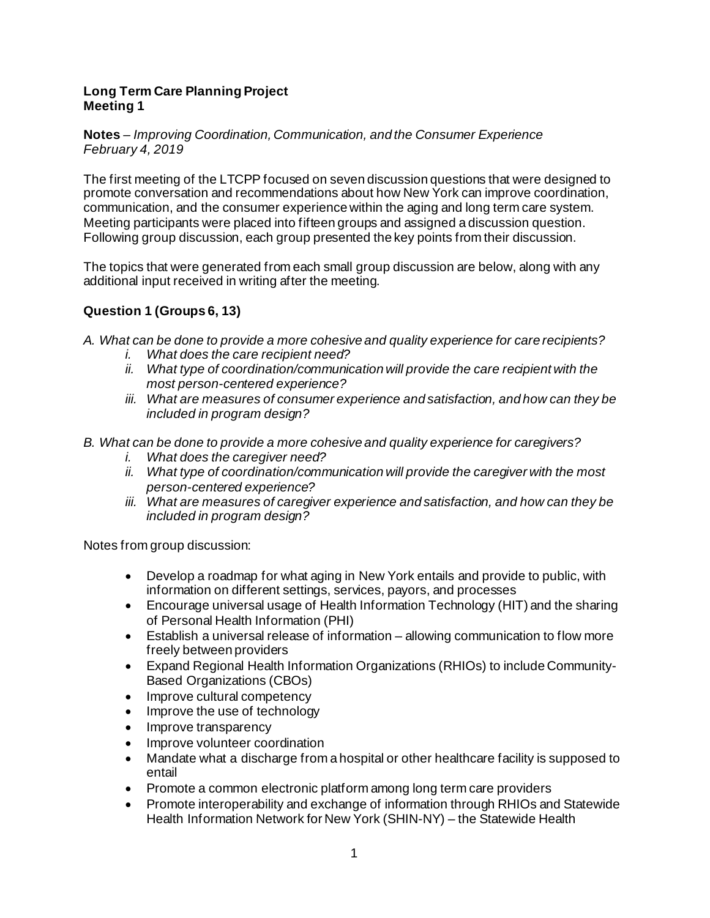**Long Term Care Planning Project**
**Meeting 1**

**Notes** – *Improving Coordination, Communication, and the Consumer Experience*
*February 4, 2019*

The first meeting of the LTCPP focused on seven discussion questions that were designed to promote conversation and recommendations about how New York can improve coordination, communication, and the consumer experience within the aging and long term care system. Meeting participants were placed into fifteen groups and assigned a discussion question. Following group discussion, each group presented the key points from their discussion.

The topics that were generated from each small group discussion are below, along with any additional input received in writing after the meeting.

## Question 1 (Groups 6, 13)

*A. What can be done to provide a more cohesive and quality experience for care recipients?*

*i. What does the care recipient need?*

*ii. What type of coordination/communication will provide the care recipient with the most person-centered experience?*

*iii. What are measures of consumer experience and satisfaction, and how can they be included in program design?*

*B. What can be done to provide a more cohesive and quality experience for caregivers?*

*i. What does the caregiver need?*

*ii. What type of coordination/communication will provide the caregiver with the most person-centered experience?*

*iii. What are measures of caregiver experience and satisfaction, and how can they be included in program design?*

Notes from group discussion:

- Develop a roadmap for what aging in New York entails and provide to public, with information on different settings, services, payors, and processes
- Encourage universal usage of Health Information Technology (HIT) and the sharing of Personal Health Information (PHI)
- Establish a universal release of information – allowing communication to flow more freely between providers
- Expand Regional Health Information Organizations (RHIOs) to include Community-Based Organizations (CBOs)
- Improve cultural competency
- Improve the use of technology
- Improve transparency
- Improve volunteer coordination
- Mandate what a discharge from a hospital or other healthcare facility is supposed to entail
- Promote a common electronic platform among long term care providers
- Promote interoperability and exchange of information through RHIOs and Statewide Health Information Network for New York (SHIN-NY) – the Statewide Health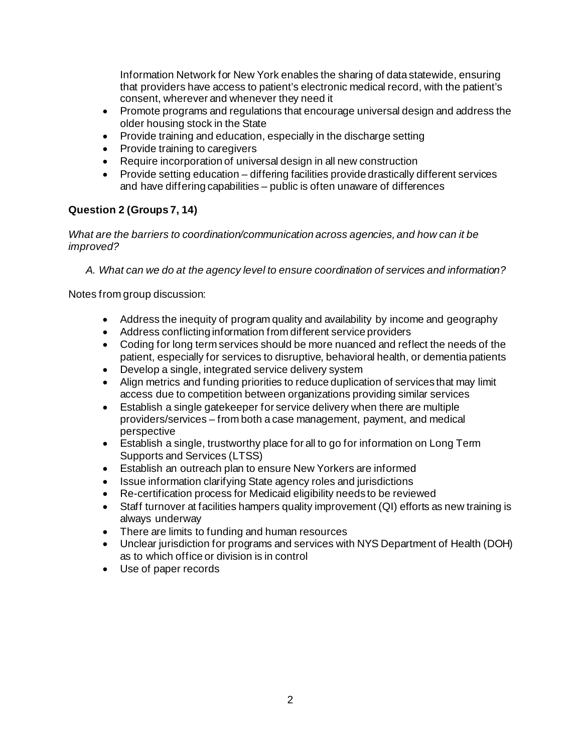Information Network for New York enables the sharing of data statewide, ensuring that providers have access to patient's electronic medical record, with the patient's consent, wherever and whenever they need it
- Promote programs and regulations that encourage universal design and address the older housing stock in the State
- Provide training and education, especially in the discharge setting
- Provide training to caregivers
- Require incorporation of universal design in all new construction
- Provide setting education – differing facilities provide drastically different services and have differing capabilities – public is often unaware of differences

**Question 2 (Groups 7, 14)**

*What are the barriers to coordination/communication across agencies, and how can it be improved?*

*A. What can we do at the agency level to ensure coordination of services and information?*

Notes from group discussion:

- Address the inequity of program quality and availability by income and geography
- Address conflicting information from different service providers
- Coding for long term services should be more nuanced and reflect the needs of the patient, especially for services to disruptive, behavioral health, or dementia patients
- Develop a single, integrated service delivery system
- Align metrics and funding priorities to reduce duplication of services that may limit access due to competition between organizations providing similar services
- Establish a single gatekeeper for service delivery when there are multiple providers/services – from both a case management, payment, and medical perspective
- Establish a single, trustworthy place for all to go for information on Long Term Supports and Services (LTSS)
- Establish an outreach plan to ensure New Yorkers are informed
- Issue information clarifying State agency roles and jurisdictions
- Re-certification process for Medicaid eligibility needs to be reviewed
- Staff turnover at facilities hampers quality improvement (QI) efforts as new training is always underway
- There are limits to funding and human resources
- Unclear jurisdiction for programs and services with NYS Department of Health (DOH) as to which office or division is in control
- Use of paper records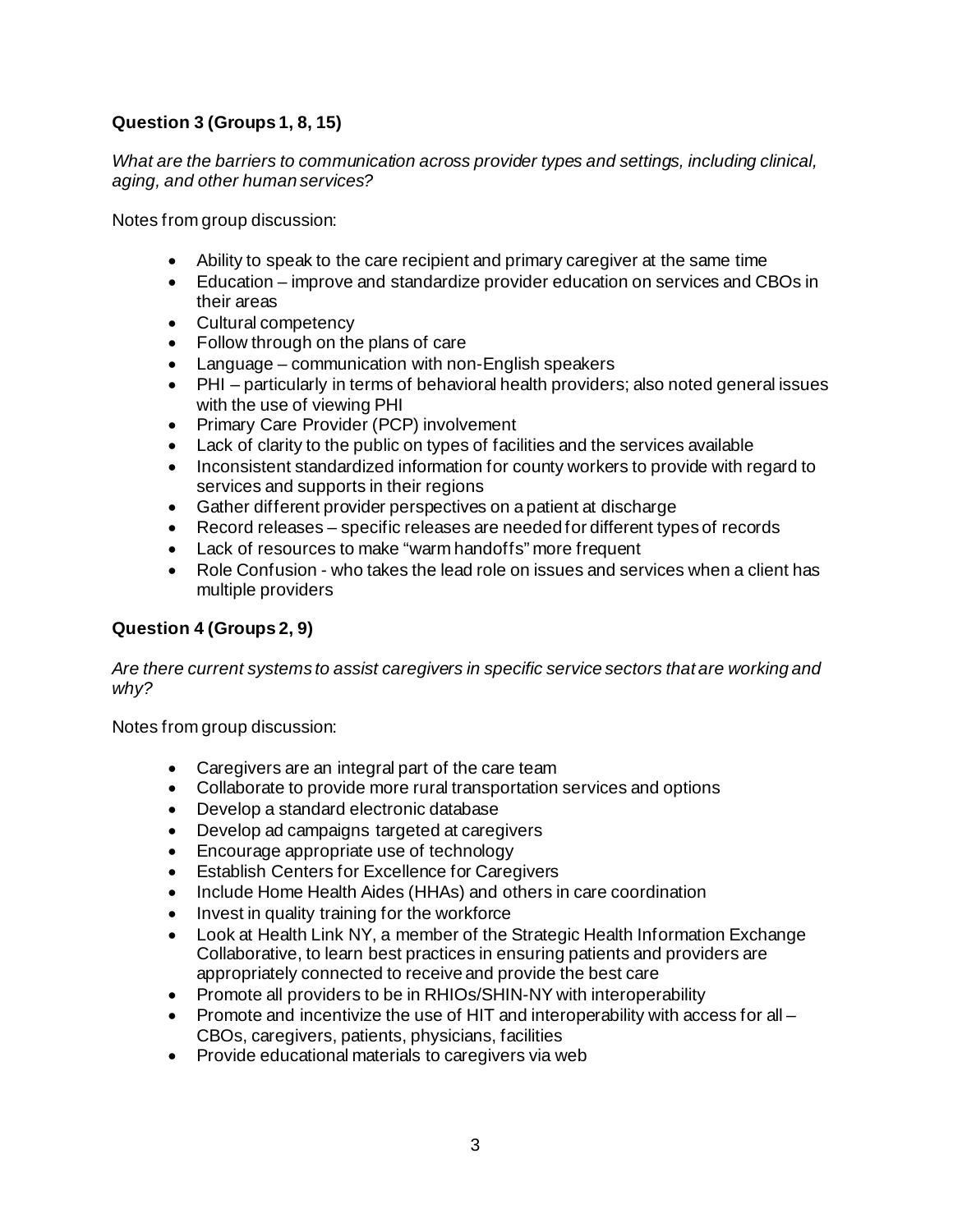### **Question 3 (Groups 1, 8, 15)**

*What are the barriers to communication across provider types and settings, including clinical, aging, and other human services?*

Notes from group discussion:

- Ability to speak to the care recipient and primary caregiver at the same time
- Education – improve and standardize provider education on services and CBOs in their areas
- Cultural competency
- Follow through on the plans of care
- Language – communication with non-English speakers
- PHI – particularly in terms of behavioral health providers; also noted general issues with the use of viewing PHI
- Primary Care Provider (PCP) involvement
- Lack of clarity to the public on types of facilities and the services available
- Inconsistent standardized information for county workers to provide with regard to services and supports in their regions
- Gather different provider perspectives on a patient at discharge
- Record releases – specific releases are needed for different types of records
- Lack of resources to make "warm handoffs" more frequent
- Role Confusion - who takes the lead role on issues and services when a client has multiple providers

### **Question 4 (Groups 2, 9)**

*Are there current systems to assist caregivers in specific service sectors that are working and why?*

Notes from group discussion:

- Caregivers are an integral part of the care team
- Collaborate to provide more rural transportation services and options
- Develop a standard electronic database
- Develop ad campaigns targeted at caregivers
- Encourage appropriate use of technology
- Establish Centers for Excellence for Caregivers
- Include Home Health Aides (HHAs) and others in care coordination
- Invest in quality training for the workforce
- Look at Health Link NY, a member of the Strategic Health Information Exchange Collaborative, to learn best practices in ensuring patients and providers are appropriately connected to receive and provide the best care
- Promote all providers to be in RHIOs/SHIN-NY with interoperability
- Promote and incentivize the use of HIT and interoperability with access for all – CBOs, caregivers, patients, physicians, facilities
- Provide educational materials to caregivers via web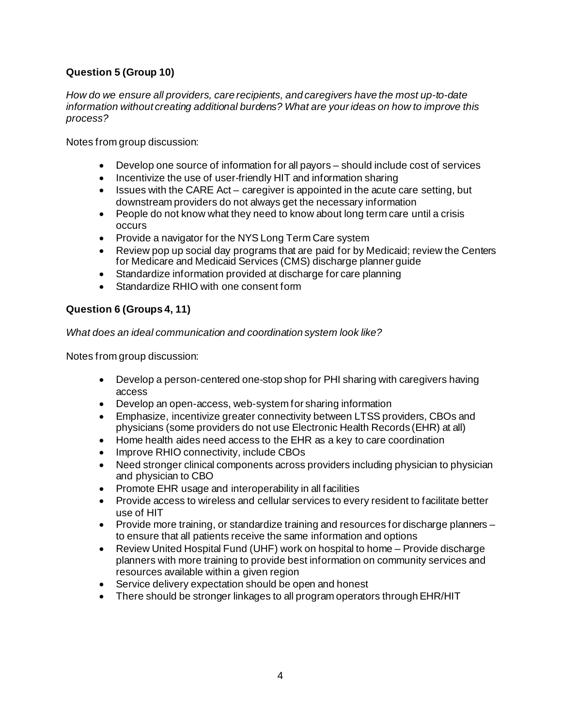**Question 5 (Group 10)**

*How do we ensure all providers, care recipients, and caregivers have the most up-to-date information without creating additional burdens? What are your ideas on how to improve this process?*

Notes from group discussion:

- Develop one source of information for all payors – should include cost of services
- Incentivize the use of user-friendly HIT and information sharing
- Issues with the CARE Act – caregiver is appointed in the acute care setting, but downstream providers do not always get the necessary information
- People do not know what they need to know about long term care until a crisis occurs
- Provide a navigator for the NYS Long Term Care system
- Review pop up social day programs that are paid for by Medicaid; review the Centers for Medicare and Medicaid Services (CMS) discharge planner guide
- Standardize information provided at discharge for care planning
- Standardize RHIO with one consent form

**Question 6 (Groups 4, 11)**

*What does an ideal communication and coordination system look like?*

Notes from group discussion:

- Develop a person-centered one-stop shop for PHI sharing with caregivers having access
- Develop an open-access, web-system for sharing information
- Emphasize, incentivize greater connectivity between LTSS providers, CBOs and physicians (some providers do not use Electronic Health Records (EHR) at all)
- Home health aides need access to the EHR as a key to care coordination
- Improve RHIO connectivity, include CBOs
- Need stronger clinical components across providers including physician to physician and physician to CBO
- Promote EHR usage and interoperability in all facilities
- Provide access to wireless and cellular services to every resident to facilitate better use of HIT
- Provide more training, or standardize training and resources for discharge planners – to ensure that all patients receive the same information and options
- Review United Hospital Fund (UHF) work on hospital to home – Provide discharge planners with more training to provide best information on community services and resources available within a given region
- Service delivery expectation should be open and honest
- There should be stronger linkages to all program operators through EHR/HIT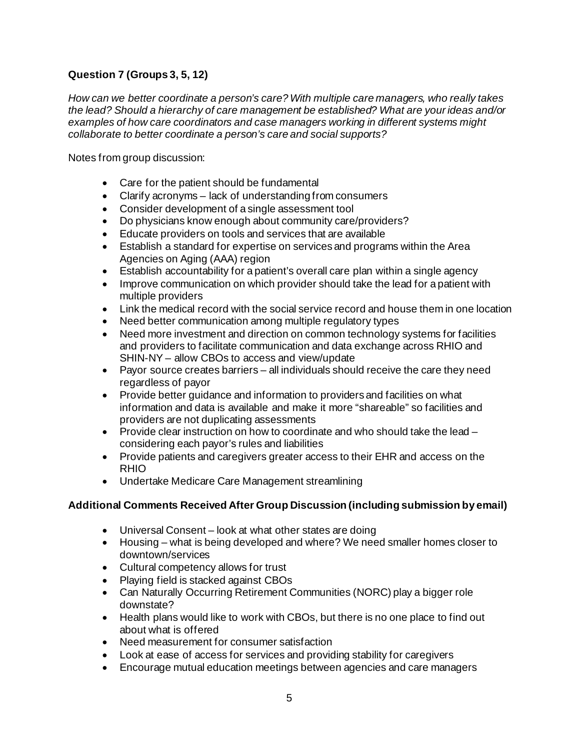**Question 7 (Groups 3, 5, 12)**

*How can we better coordinate a person's care? With multiple care managers, who really takes the lead? Should a hierarchy of care management be established? What are your ideas and/or examples of how care coordinators and case managers working in different systems might collaborate to better coordinate a person's care and social supports?*

Notes from group discussion:

- Care for the patient should be fundamental
- Clarify acronyms – lack of understanding from consumers
- Consider development of a single assessment tool
- Do physicians know enough about community care/providers?
- Educate providers on tools and services that are available
- Establish a standard for expertise on services and programs within the Area Agencies on Aging (AAA) region
- Establish accountability for a patient's overall care plan within a single agency
- Improve communication on which provider should take the lead for a patient with multiple providers
- Link the medical record with the social service record and house them in one location
- Need better communication among multiple regulatory types
- Need more investment and direction on common technology systems for facilities and providers to facilitate communication and data exchange across RHIO and SHIN-NY – allow CBOs to access and view/update
- Payor source creates barriers – all individuals should receive the care they need regardless of payor
- Provide better guidance and information to providers and facilities on what information and data is available and make it more "shareable" so facilities and providers are not duplicating assessments
- Provide clear instruction on how to coordinate and who should take the lead – considering each payor's rules and liabilities
- Provide patients and caregivers greater access to their EHR and access on the RHIO
- Undertake Medicare Care Management streamlining

**Additional Comments Received After Group Discussion (including submission by email)**

- Universal Consent – look at what other states are doing
- Housing – what is being developed and where? We need smaller homes closer to downtown/services
- Cultural competency allows for trust
- Playing field is stacked against CBOs
- Can Naturally Occurring Retirement Communities (NORC) play a bigger role downstate?
- Health plans would like to work with CBOs, but there is no one place to find out about what is offered
- Need measurement for consumer satisfaction
- Look at ease of access for services and providing stability for caregivers
- Encourage mutual education meetings between agencies and care managers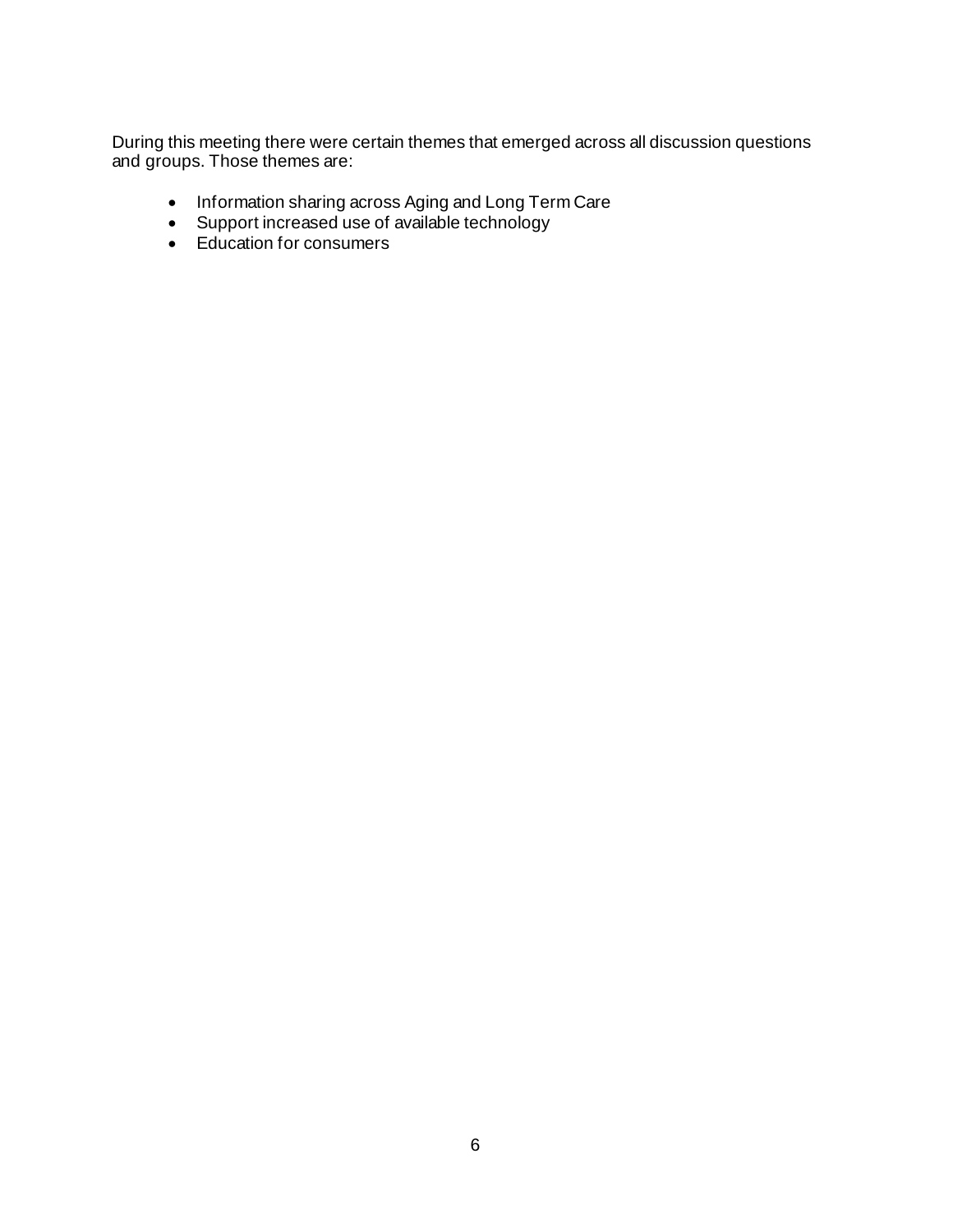During this meeting there were certain themes that emerged across all discussion questions and groups. Those themes are:

- Information sharing across Aging and Long Term Care
- Support increased use of available technology
- Education for consumers